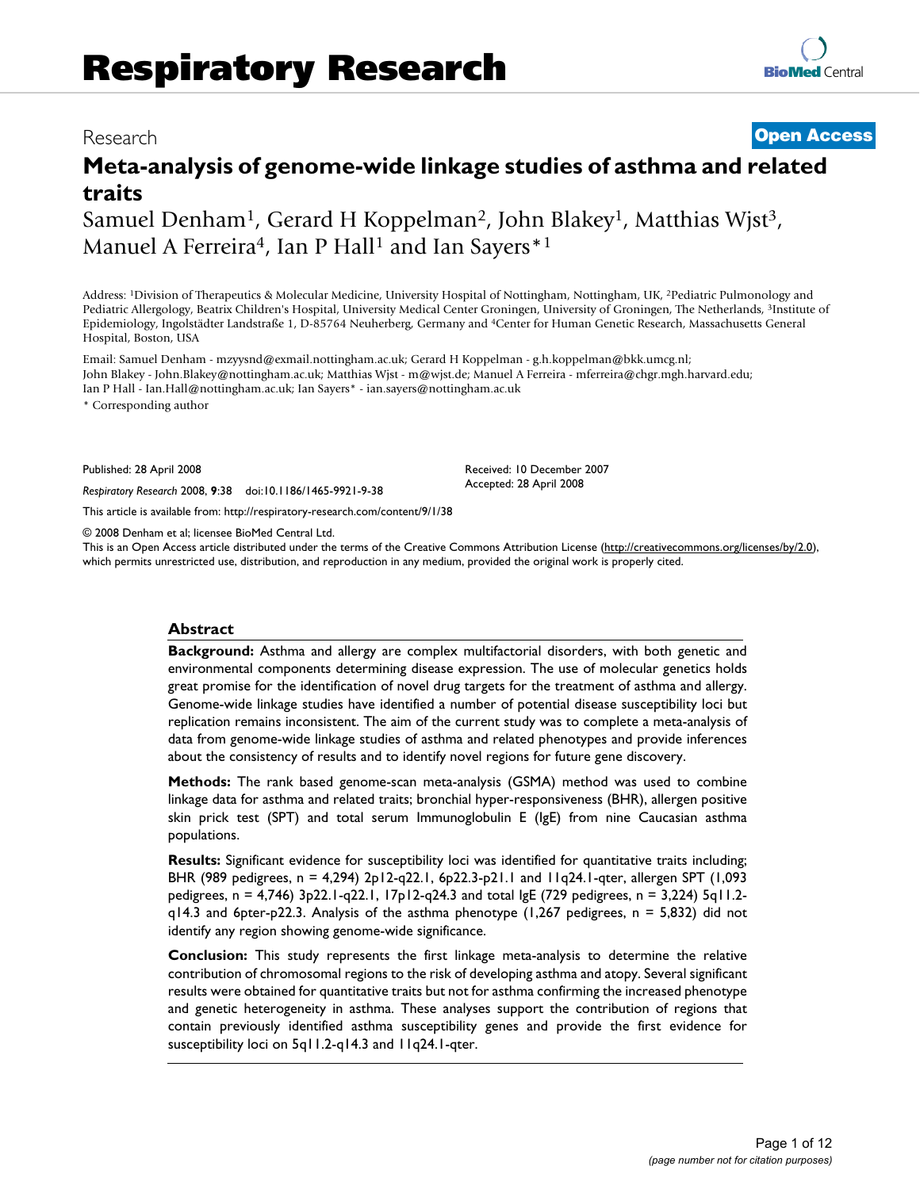Research **Open Access**

# Meta-analysis of genome-wide linkage studies of asthma and related traits

Samuel Denham[1], Gerard H Koppelman[2], John Blakey[1], Matthias Wjst[3], Manuel A Ferreira[4], Ian P Hall[1] and Ian Sayers*[1]

Address: [1]Division of Therapeutics & Molecular Medicine, University Hospital of Nottingham, Nottingham, UK, [2]Pediatric Pulmonology and Pediatric Allergology, Beatrix Children's Hospital, University Medical Center Groningen, University of Groningen, The Netherlands, [3]Institute of Epidemiology, Ingolstädter Landstraße 1, D-85764 Neuherberg, Germany and [4]Center for Human Genetic Research, Massachusetts General Hospital, Boston, USA

Email: Samuel Denham - mzyysnd@exmail.nottingham.ac.uk; Gerard H Koppelman - g.h.koppelman@bkk.umcg.nl; John Blakey - John.Blakey@nottingham.ac.uk; Matthias Wjst - m@wjst.de; Manuel A Ferreira - mferreira@chgr.mgh.harvard.edu; Ian P Hall - Ian.Hall@nottingham.ac.uk; Ian Sayers* - ian.sayers@nottingham.ac.uk

* Corresponding author

Published: 28 April 2008

*Respiratory Research* 2008, **9**:38 doi:10.1186/1465-9921-9-38

Received: 10 December 2007
Accepted: 28 April 2008

This article is available from: http://respiratory-research.com/content/9/1/38

© 2008 Denham et al; licensee BioMed Central Ltd.
This is an Open Access article distributed under the terms of the Creative Commons Attribution License (http://creativecommons.org/licenses/by/2.0), which permits unrestricted use, distribution, and reproduction in any medium, provided the original work is properly cited.

## Abstract

**Background:** Asthma and allergy are complex multifactorial disorders, with both genetic and environmental components determining disease expression. The use of molecular genetics holds great promise for the identification of novel drug targets for the treatment of asthma and allergy. Genome-wide linkage studies have identified a number of potential disease susceptibility loci but replication remains inconsistent. The aim of the current study was to complete a meta-analysis of data from genome-wide linkage studies of asthma and related phenotypes and provide inferences about the consistency of results and to identify novel regions for future gene discovery.

**Methods:** The rank based genome-scan meta-analysis (GSMA) method was used to combine linkage data for asthma and related traits; bronchial hyper-responsiveness (BHR), allergen positive skin prick test (SPT) and total serum Immunoglobulin E (IgE) from nine Caucasian asthma populations.

**Results:** Significant evidence for susceptibility loci was identified for quantitative traits including; BHR (989 pedigrees, n = 4,294) 2p12-q22.1, 6p22.3-p21.1 and 11q24.1-qter, allergen SPT (1,093 pedigrees, n = 4,746) 3p22.1-q22.1, 17p12-q24.3 and total IgE (729 pedigrees, n = 3,224) 5q11.2-q14.3 and 6pter-p22.3. Analysis of the asthma phenotype (1,267 pedigrees, n = 5,832) did not identify any region showing genome-wide significance.

**Conclusion:** This study represents the first linkage meta-analysis to determine the relative contribution of chromosomal regions to the risk of developing asthma and atopy. Several significant results were obtained for quantitative traits but not for asthma confirming the increased phenotype and genetic heterogeneity in asthma. These analyses support the contribution of regions that contain previously identified asthma susceptibility genes and provide the first evidence for susceptibility loci on 5q11.2-q14.3 and 11q24.1-qter.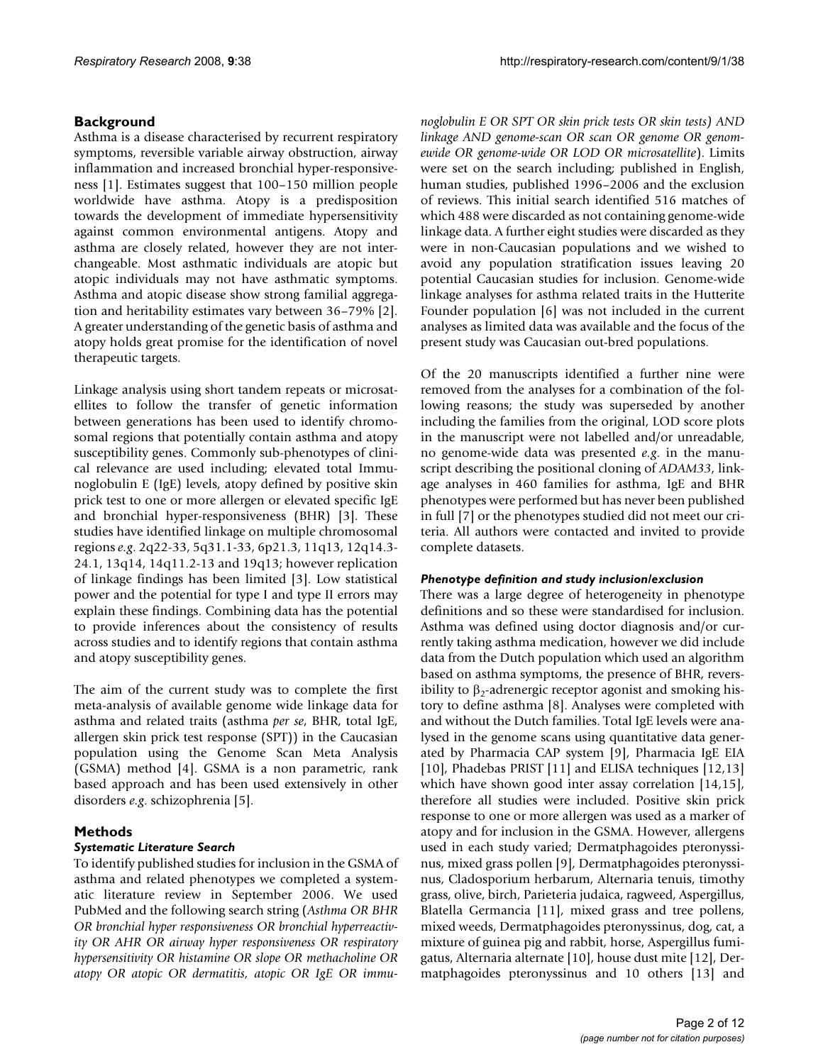## Background

Asthma is a disease characterised by recurrent respiratory symptoms, reversible variable airway obstruction, airway inflammation and increased bronchial hyper-responsiveness [1]. Estimates suggest that 100–150 million people worldwide have asthma. Atopy is a predisposition towards the development of immediate hypersensitivity against common environmental antigens. Atopy and asthma are closely related, however they are not interchangeable. Most asthmatic individuals are atopic but atopic individuals may not have asthmatic symptoms. Asthma and atopic disease show strong familial aggregation and heritability estimates vary between 36–79% [2]. A greater understanding of the genetic basis of asthma and atopy holds great promise for the identification of novel therapeutic targets.

Linkage analysis using short tandem repeats or microsatellites to follow the transfer of genetic information between generations has been used to identify chromosomal regions that potentially contain asthma and atopy susceptibility genes. Commonly sub-phenotypes of clinical relevance are used including; elevated total Immunoglobulin E (IgE) levels, atopy defined by positive skin prick test to one or more allergen or elevated specific IgE and bronchial hyper-responsiveness (BHR) [3]. These studies have identified linkage on multiple chromosomal regions *e.g.* 2q22-33, 5q31.1-33, 6p21.3, 11q13, 12q14.3-24.1, 13q14, 14q11.2-13 and 19q13; however replication of linkage findings has been limited [3]. Low statistical power and the potential for type I and type II errors may explain these findings. Combining data has the potential to provide inferences about the consistency of results across studies and to identify regions that contain asthma and atopy susceptibility genes.

The aim of the current study was to complete the first meta-analysis of available genome wide linkage data for asthma and related traits (asthma *per se*, BHR, total IgE, allergen skin prick test response (SPT)) in the Caucasian population using the Genome Scan Meta Analysis (GSMA) method [4]. GSMA is a non parametric, rank based approach and has been used extensively in other disorders *e.g.* schizophrenia [5].

## Methods

### Systematic Literature Search

To identify published studies for inclusion in the GSMA of asthma and related phenotypes we completed a systematic literature review in September 2006. We used PubMed and the following search string (*Asthma OR BHR OR bronchial hyper responsiveness OR bronchial hyperreactivity OR AHR OR airway hyper responsiveness OR respiratory hypersensitivity OR histamine OR slope OR methacholine OR atopy OR atopic OR dermatitis, atopic OR IgE OR immunoglobulin E OR SPT OR skin prick tests OR skin tests) AND linkage AND genome-scan OR scan OR genome OR genomewide OR genome-wide OR LOD OR microsatellite*). Limits were set on the search including; published in English, human studies, published 1996–2006 and the exclusion of reviews. This initial search identified 516 matches of which 488 were discarded as not containing genome-wide linkage data. A further eight studies were discarded as they were in non-Caucasian populations and we wished to avoid any population stratification issues leaving 20 potential Caucasian studies for inclusion. Genome-wide linkage analyses for asthma related traits in the Hutterite Founder population [6] was not included in the current analyses as limited data was available and the focus of the present study was Caucasian out-bred populations.

Of the 20 manuscripts identified a further nine were removed from the analyses for a combination of the following reasons; the study was superseded by another including the families from the original, LOD score plots in the manuscript were not labelled and/or unreadable, no genome-wide data was presented *e.g.* in the manuscript describing the positional cloning of *ADAM33*, linkage analyses in 460 families for asthma, IgE and BHR phenotypes were performed but has never been published in full [7] or the phenotypes studied did not meet our criteria. All authors were contacted and invited to provide complete datasets.

### Phenotype definition and study inclusion/exclusion

There was a large degree of heterogeneity in phenotype definitions and so these were standardised for inclusion. Asthma was defined using doctor diagnosis and/or currently taking asthma medication, however we did include data from the Dutch population which used an algorithm based on asthma symptoms, the presence of BHR, reversibility to $\beta_2$-adrenergic receptor agonist and smoking history to define asthma [8]. Analyses were completed with and without the Dutch families. Total IgE levels were analysed in the genome scans using quantitative data generated by Pharmacia CAP system [9], Pharmacia IgE EIA [10], Phadebas PRIST [11] and ELISA techniques [12,13] which have shown good inter assay correlation [14,15], therefore all studies were included. Positive skin prick response to one or more allergen was used as a marker of atopy and for inclusion in the GSMA. However, allergens used in each study varied; Dermatphagoides pteronyssinus, mixed grass pollen [9], Dermatphagoides pteronyssinus, Cladosporium herbarum, Alternaria tenuis, timothy grass, olive, birch, Parieteria judaica, ragweed, Aspergillus, Blatella Germancia [11], mixed grass and tree pollens, mixed weeds, Dermatphagoides pteronyssinus, dog, cat, a mixture of guinea pig and rabbit, horse, Aspergillus fumigatus, Alternaria alternate [10], house dust mite [12], Dermatphagoides pteronyssinus and 10 others [13] and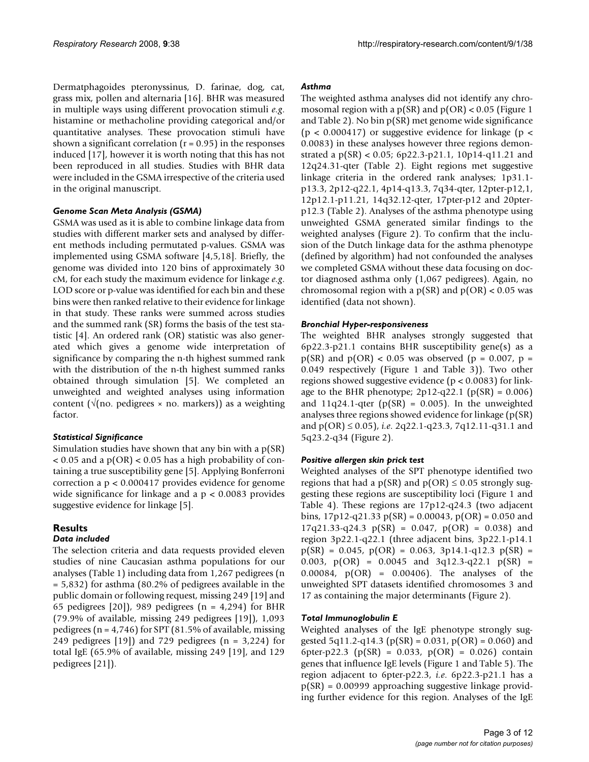Dermatphagoides pteronyssinus, D. farinae, dog, cat, grass mix, pollen and alternaria [16]. BHR was measured in multiple ways using different provocation stimuli *e.g.* histamine or methacholine providing categorical and/or quantitative analyses. These provocation stimuli have shown a significant correlation ($r = 0.95$) in the responses induced [17], however it is worth noting that this has not been reproduced in all studies. Studies with BHR data were included in the GSMA irrespective of the criteria used in the original manuscript.

### *Genome Scan Meta Analysis (GSMA)*

GSMA was used as it is able to combine linkage data from studies with different marker sets and analysed by different methods including permutated p-values. GSMA was implemented using GSMA software [4,5,18]. Briefly, the genome was divided into 120 bins of approximately 30 cM, for each study the maximum evidence for linkage *e.g.* LOD score or p-value was identified for each bin and these bins were then ranked relative to their evidence for linkage in that study. These ranks were summed across studies and the summed rank (SR) forms the basis of the test statistic [4]. An ordered rank (OR) statistic was also generated which gives a genome wide interpretation of significance by comparing the n-th highest summed rank with the distribution of the n-th highest summed ranks obtained through simulation [5]. We completed an unweighted and weighted analyses using information content ($\sqrt{(\text{no. pedigrees} \times \text{no. markers})}$) as a weighting factor.

### *Statistical Significance*

Simulation studies have shown that any bin with a $p(SR) < 0.05$ and a $p(OR) < 0.05$ has a high probability of containing a true susceptibility gene [5]. Applying Bonferroni correction a $p < 0.000417$ provides evidence for genome wide significance for linkage and a $p < 0.0083$ provides suggestive evidence for linkage [5].

## Results

### *Data included*

The selection criteria and data requests provided eleven studies of nine Caucasian asthma populations for our analyses (Table 1) including data from 1,267 pedigrees (n = 5,832) for asthma (80.2% of pedigrees available in the public domain or following request, missing 249 [19] and 65 pedigrees [20]), 989 pedigrees (n = 4,294) for BHR (79.9% of available, missing 249 pedigrees [19]), 1,093 pedigrees (n = 4,746) for SPT (81.5% of available, missing 249 pedigrees [19]) and 729 pedigrees (n = 3,224) for total IgE (65.9% of available, missing 249 [19], and 129 pedigrees [21]).

### *Asthma*

The weighted asthma analyses did not identify any chromosomal region with a p(SR) and $p(OR) < 0.05$ (Figure 1 and Table 2). No bin p(SR) met genome wide significance ($p < 0.000417$) or suggestive evidence for linkage ($p < 0.0083$) in these analyses however three regions demonstrated a $p(SR) < 0.05$; 6p22.3-p21.1, 10p14-q11.21 and 12q24.31-qter (Table 2). Eight regions met suggestive linkage criteria in the ordered rank analyses; 1p31.1-p13.3, 2p12-q22.1, 4p14-q13.3, 7q34-qter, 12pter-p12,1, 12p12.1-p11.21, 14q32.12-qter, 17pter-p12 and 20pter-p12.3 (Table 2). Analyses of the asthma phenotype using unweighted GSMA generated similar findings to the weighted analyses (Figure 2). To confirm that the inclusion of the Dutch linkage data for the asthma phenotype (defined by algorithm) had not confounded the analyses we completed GSMA without these data focusing on doctor diagnosed asthma only (1,067 pedigrees). Again, no chromosomal region with a p(SR) and $p(OR) < 0.05$ was identified (data not shown).

### *Bronchial Hyper-responsiveness*

The weighted BHR analyses strongly suggested that 6p22.3-p21.1 contains BHR susceptibility gene(s) as a p(SR) and $p(OR) < 0.05$ was observed ($p = 0.007$, $p = 0.049$ respectively (Figure 1 and Table 3)). Two other regions showed suggestive evidence ($p < 0.0083$) for linkage to the BHR phenotype; 2p12-q22.1 ($p(SR) = 0.006$) and 11q24.1-qter ($p(SR) = 0.005$). In the unweighted analyses three regions showed evidence for linkage (p(SR) and $p(OR) \leq 0.05$), *i.e.* 2q22.1-q23.3, 7q12.11-q31.1 and 5q23.2-q34 (Figure 2).

### *Positive allergen skin prick test*

Weighted analyses of the SPT phenotype identified two regions that had a p(SR) and $p(OR) \leq 0.05$ strongly suggesting these regions are susceptibility loci (Figure 1 and Table 4). These regions are 17p12-q24.3 (two adjacent bins, 17p12-q21.33 $p(SR) = 0.00043$, $p(OR) = 0.050$ and 17q21.33-q24.3 $p(SR) = 0.047$, $p(OR) = 0.038$) and region 3p22.1-q22.1 (three adjacent bins, 3p22.1-p14.1 $p(SR) = 0.045$, $p(OR) = 0.063$, 3p14.1-q12.3 $p(SR) = 0.003$, $p(OR) = 0.0045$ and 3q12.3-q22.1 $p(SR) = 0.00084$, $p(OR) = 0.00406$). The analyses of the unweighted SPT datasets identified chromosomes 3 and 17 as containing the major determinants (Figure 2).

### *Total Immunoglobulin E*

Weighted analyses of the IgE phenotype strongly suggested 5q11.2-q14.3 ($p(SR) = 0.031$, $p(OR) = 0.060$) and 6pter-p22.3 ($p(SR) = 0.033$, $p(OR) = 0.026$) contain genes that influence IgE levels (Figure 1 and Table 5). The region adjacent to 6pter-p22.3, *i.e.* 6p22.3-p21.1 has a $p(SR) = 0.00999$ approaching suggestive linkage providing further evidence for this region. Analyses of the IgE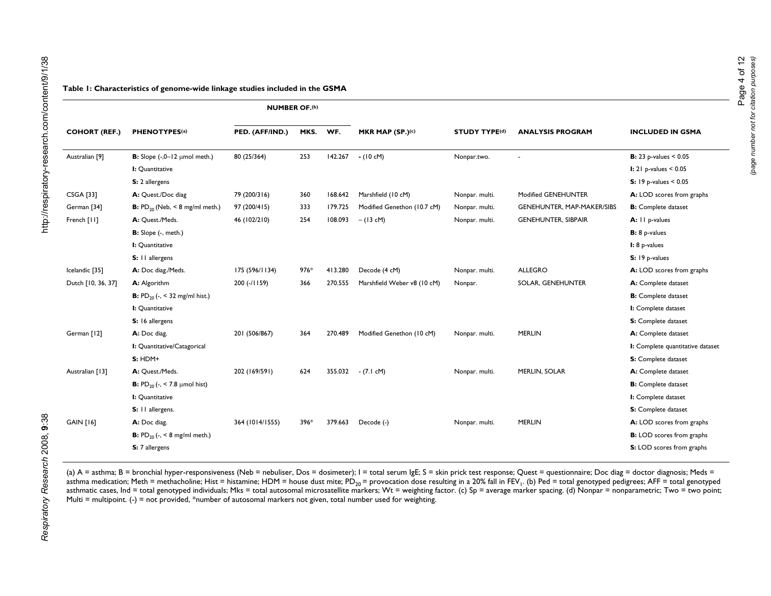**Table 1: Characteristics of genome-wide linkage studies included in the GSMA**

| COHORT (REF.) | PHENOTYPES(a) | NUMBER OF.(b) PED. (AFF/IND.) | MKS. | WF. | MKR MAP (SP.)(c) | STUDY TYPE(d) | ANALYSIS PROGRAM | INCLUDED IN GSMA |
|---|---|---|---|---|---|---|---|---|
| Australian [9] | **B:** Slope (-,0–12 μmol meth.) | 80 (25/364) | 253 | 142.267 | - (10 cM) | Nonpar.two. | - | **B:** 23 p-values < 0.05 |
| | **I:** Quantitative | | | | | | | **I:** 21 p-values < 0.05 |
| | **S:** 2 allergens | | | | | | | **S:** 19 p-values < 0.05 |
| CSGA [33] | **A:** Quest./Doc diag | 79 (200/316) | 360 | 168.642 | Marshfield (10 cM) | Nonpar. multi. | Modified GENEHUNTER | **A:** LOD scores from graphs |
| German [34] | **B:** $PD_{20}$ (Neb, < 8 mg/ml meth.) | 97 (200/415) | 333 | 179.725 | Modified Genethon (10.7 cM) | Nonpar. multi. | GENEHUNTER, MAP-MAKER/SIBS | **B:** Complete dataset |
| French [11] | **A:** Quest./Meds. | 46 (102/210) | 254 | 108.093 | – (13 cM) | Nonpar. multi. | GENEHUNTER, SIBPAIR | **A:** 11 p-values |
| | **B:** Slope (-, meth.) | | | | | | | **B:** 8 p-values |
| | **I:** Quantitative | | | | | | | **I:** 8 p-values |
| | **S:** 11 allergens | | | | | | | **S:** 19 p-values |
| Icelandic [35] | **A:** Doc diag./Meds. | 175 (596/1134) | 976* | 413.280 | Decode (4 cM) | Nonpar. multi. | ALLEGRO | **A:** LOD scores from graphs |
| Dutch [10, 36, 37] | **A:** Algorithm | 200 (-/1159) | 366 | 270.555 | Marshfield Weber v8 (10 cM) | Nonpar. | SOLAR, GENEHUNTER | **A:** Complete dataset |
| | **B:** $PD_{20}$ (-, < 32 mg/ml hist.) | | | | | | | **B:** Complete dataset |
| | **I:** Quantitative | | | | | | | **I:** Complete dataset |
| | **S:** 16 allergens | | | | | | | **S:** Complete dataset |
| German [12] | **A:** Doc diag. | 201 (506/867) | 364 | 270.489 | Modified Genethon (10 cM) | Nonpar. multi. | MERLIN | **A:** Complete dataset |
| | **I:** Quantitative/Catagorical | | | | | | | **I:** Complete quantitative dataset |
| | **S:** HDM+ | | | | | | | **S:** Complete dataset |
| Australian [13] | **A:** Quest./Meds. | 202 (169/591) | 624 | 355.032 | - (7.1 cM) | Nonpar. multi. | MERLIN, SOLAR | **A:** Complete dataset |
| | **B:** $PD_{20}$ (-, < 7.8 μmol hist) | | | | | | | **B:** Complete dataset |
| | **I:** Quantitative | | | | | | | **I:** Complete dataset |
| | **S:** 11 allergens. | | | | | | | **S:** Complete dataset |
| GAIN [16] | **A:** Doc diag. | 364 (1014/1555) | 396* | 379.663 | Decode (-) | Nonpar. multi. | MERLIN | **A:** LOD scores from graphs |
| | **B:** $PD_{20}$ (-, < 8 mg/ml meth.) | | | | | | | **B:** LOD scores from graphs |
| | **S:** 7 allergens | | | | | | | **S:** LOD scores from graphs |

(a) A = asthma; B = bronchial hyper-responsiveness (Neb = nebuliser, Dos = dosimeter); I = total serum IgE; S = skin prick test response; Quest = questionnaire; Doc diag = doctor diagnosis; Meds = asthma medication; Meth = methacholine; Hist = histamine; HDM = house dust mite; $PD_{20}$ = provocation dose resulting in a 20% fall in $FEV_1$. (b) Ped = total genotyped pedigrees; AFF = total genotyped asthmatic cases, Ind = total genotyped individuals; Mks = total autosomal microsatellite markers; Wt = weighting factor. (c) Sp = average marker spacing. (d) Nonpar = nonparametric; Two = two point; Multi = multipoint. (-) = not provided, *number of autosomal markers not given, total number used for weighting.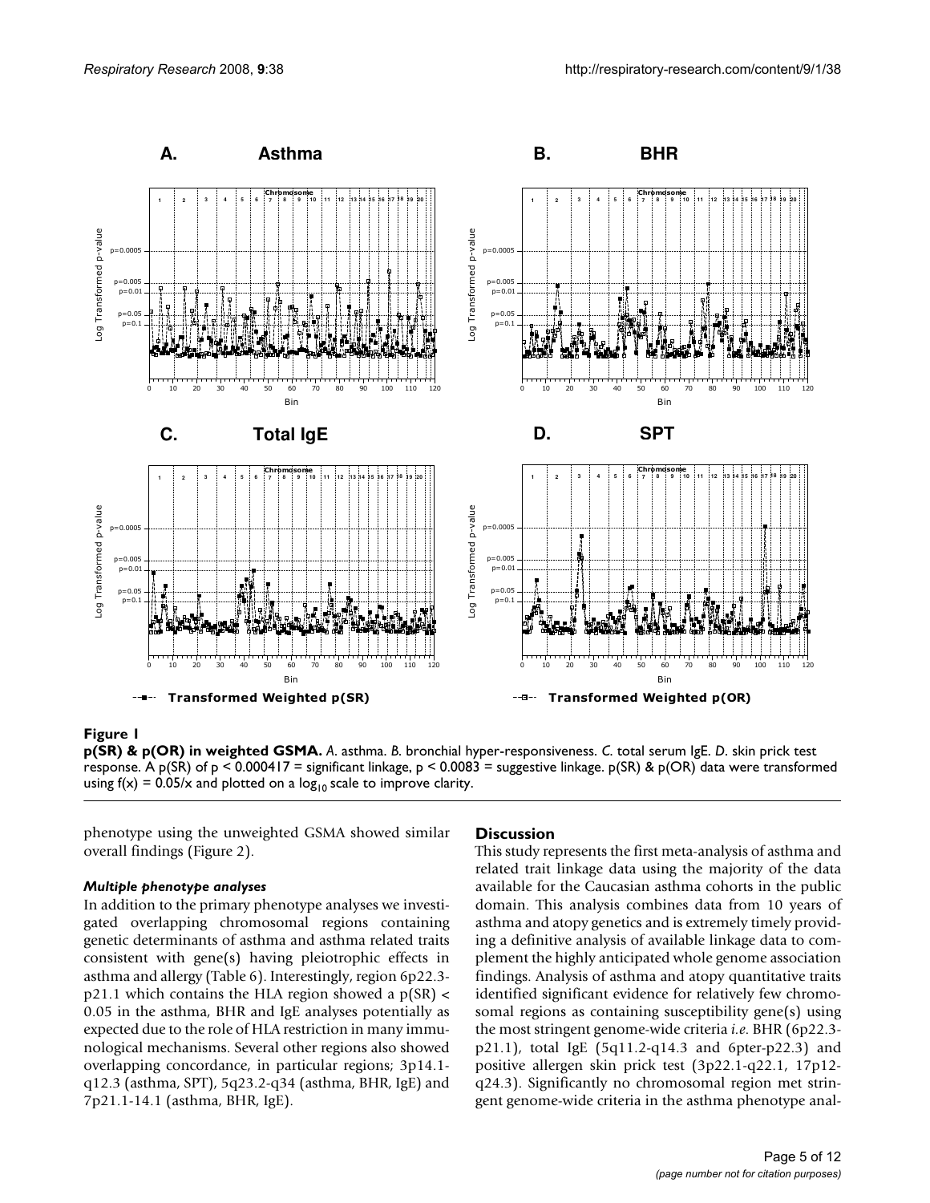**Figure 1**

**p(SR) & p(OR) in weighted GSMA.** *A*. asthma. *B*. bronchial hyper-responsiveness. *C*. total serum IgE. *D*. skin prick test response. A p(SR) of $p < 0.000417$ = significant linkage, $p < 0.0083$ = suggestive linkage. p(SR) & p(OR) data were transformed using $f(x) = 0.05/x$ and plotted on a $\log_{10}$ scale to improve clarity.

phenotype using the unweighted GSMA showed similar overall findings (Figure 2).

### *Multiple phenotype analyses*

In addition to the primary phenotype analyses we investigated overlapping chromosomal regions containing genetic determinants of asthma and asthma related traits consistent with gene(s) having pleiotrophic effects in asthma and allergy (Table 6). Interestingly, region 6p22.3-p21.1 which contains the HLA region showed a $p(SR) < 0.05$ in the asthma, BHR and IgE analyses potentially as expected due to the role of HLA restriction in many immunological mechanisms. Several other regions also showed overlapping concordance, in particular regions; 3p14.1-q12.3 (asthma, SPT), 5q23.2-q34 (asthma, BHR, IgE) and 7p21.1-14.1 (asthma, BHR, IgE).

## Discussion

This study represents the first meta-analysis of asthma and related trait linkage data using the majority of the data available for the Caucasian asthma cohorts in the public domain. This analysis combines data from 10 years of asthma and atopy genetics and is extremely timely providing a definitive analysis of available linkage data to complement the highly anticipated whole genome association findings. Analysis of asthma and atopy quantitative traits identified significant evidence for relatively few chromosomal regions as containing susceptibility gene(s) using the most stringent genome-wide criteria *i.e*. BHR (6p22.3-p21.1), total IgE (5q11.2-q14.3 and 6pter-p22.3) and positive allergen skin prick test (3p22.1-q22.1, 17p12-q24.3). Significantly no chromosomal region met stringent genome-wide criteria in the asthma phenotype anal-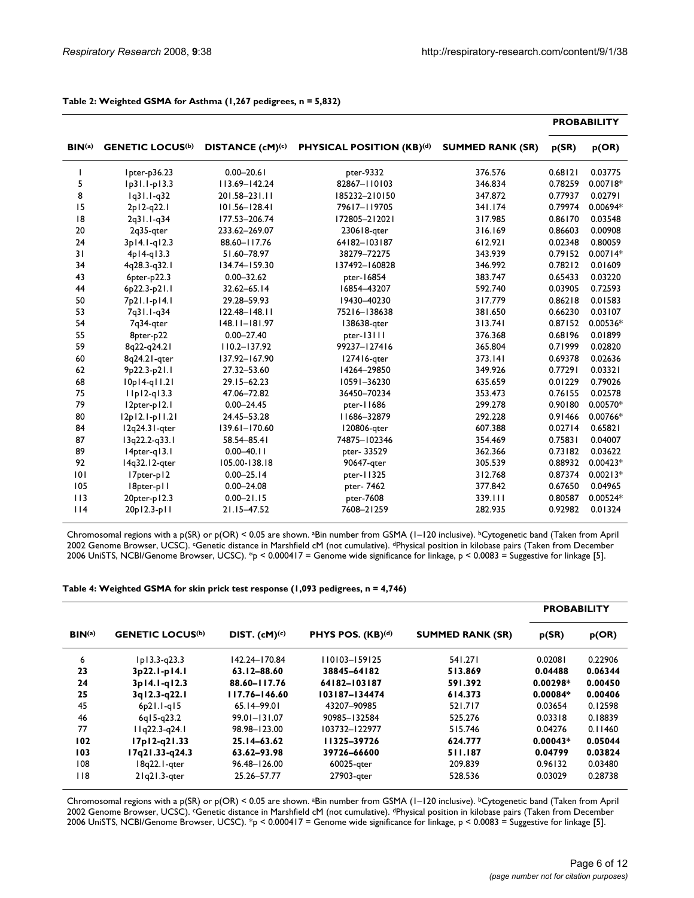**Table 2: Weighted GSMA for Asthma (1,267 pedigrees, n = 5,832)**

| BIN[(a)] | GENETIC LOCUS[(b)] | DISTANCE (cM)[(c)] | PHYSICAL POSITION (KB)[(d)] | SUMMED RANK (SR) | PROBABILITY | |
|---|---|---|---|---|---|---|
| | | | | | p(SR) | p(OR) |
| 1 | 1pter-p36.23 | 0.00–20.61 | pter-9332 | 376.576 | 0.68121 | 0.03775 |
| 5 | 1p31.1-p13.3 | 113.69–142.24 | 82867–110103 | 346.834 | 0.78259 | 0.00718* |
| 8 | 1q31.1-q32 | 201.58–231.11 | 185232–210150 | 347.872 | 0.77937 | 0.02791 |
| 15 | 2p12-q22.1 | 101.56–128.41 | 79617–119705 | 341.174 | 0.79974 | 0.00694* |
| 18 | 2q31.1-q34 | 177.53–206.74 | 172805–212021 | 317.985 | 0.86170 | 0.03548 |
| 20 | 2q35-qter | 233.62–269.07 | 230618-qter | 316.169 | 0.86603 | 0.00908 |
| 24 | 3p14.1-q12.3 | 88.60–117.76 | 64182–103187 | 612.921 | 0.02348 | 0.80059 |
| 31 | 4p14-q13.3 | 51.60–78.97 | 38279–72275 | 343.939 | 0.79152 | 0.00714* |
| 34 | 4q28.3-q32.1 | 134.74–159.30 | 137492–160828 | 346.992 | 0.78212 | 0.01609 |
| 43 | 6pter-p22.3 | 0.00–32.62 | pter-16854 | 383.747 | 0.65433 | 0.03220 |
| 44 | 6p22.3-p21.1 | 32.62–65.14 | 16854–43207 | 592.740 | 0.03905 | 0.72593 |
| 50 | 7p21.1-p14.1 | 29.28–59.93 | 19430–40230 | 317.779 | 0.86218 | 0.01583 |
| 53 | 7q31.1-q34 | 122.48–148.11 | 75216–138638 | 381.650 | 0.66230 | 0.03107 |
| 54 | 7q34-qter | 148.11–181.97 | 138638-qter | 313.741 | 0.87152 | 0.00536* |
| 55 | 8pter-p22 | 0.00–27.40 | pter-13111 | 376.368 | 0.68196 | 0.01899 |
| 59 | 8q22-q24.21 | 110.2–137.92 | 99237–127416 | 365.804 | 0.71999 | 0.02820 |
| 60 | 8q24.21-qter | 137.92–167.90 | 127416-qter | 373.141 | 0.69378 | 0.02636 |
| 62 | 9p22.3-p21.1 | 27.32–53.60 | 14264–29850 | 349.926 | 0.77291 | 0.03321 |
| 68 | 10p14-q11.21 | 29.15–62.23 | 10591–36230 | 635.659 | 0.01229 | 0.79026 |
| 75 | 11p12-q13.3 | 47.06–72.82 | 36450–70234 | 353.473 | 0.76155 | 0.02578 |
| 79 | 12pter-p12.1 | 0.00–24.45 | pter-11686 | 299.278 | 0.90180 | 0.00570* |
| 80 | 12p12.1-p11.21 | 24.45–53.28 | 11686–32879 | 292.228 | 0.91466 | 0.00766* |
| 84 | 12q24.31-qter | 139.61–170.60 | 120806-qter | 607.388 | 0.02714 | 0.65821 |
| 87 | 13q22.2-q33.1 | 58.54–85.41 | 74875–102346 | 354.469 | 0.75831 | 0.04007 |
| 89 | 14pter-q13.1 | 0.00–40.11 | pter- 33529 | 362.366 | 0.73182 | 0.03622 |
| 92 | 14q32.12-qter | 105.00-138.18 | 90647-qter | 305.539 | 0.88932 | 0.00423* |
| 101 | 17pter-p12 | 0.00–25.14 | pter-11325 | 312.768 | 0.87374 | 0.00213* |
| 105 | 18pter-p11 | 0.00–24.08 | pter- 7462 | 377.842 | 0.67650 | 0.04965 |
| 113 | 20pter-p12.3 | 0.00–21.15 | pter-7608 | 339.111 | 0.80587 | 0.00524* |
| 114 | 20p12.3-p11 | 21.15–47.52 | 7608–21259 | 282.935 | 0.92982 | 0.01324 |

Chromosomal regions with a p(SR) or p(OR) < 0.05 are shown. [a]Bin number from GSMA (1–120 inclusive). [b]Cytogenetic band (Taken from April 2002 Genome Browser, UCSC). [c]Genetic distance in Marshfield cM (not cumulative). [d]Physical position in kilobase pairs (Taken from December 2006 UniSTS, NCBI/Genome Browser, UCSC). *p < 0.000417 = Genome wide significance for linkage, p < 0.0083 = Suggestive for linkage [5].

**Table 4: Weighted GSMA for skin prick test response (1,093 pedigrees, n = 4,746)**

| BIN[(a)] | GENETIC LOCUS[(b)] | DIST. (cM)[(c)] | PHYS POS. (KB)[(d)] | SUMMED RANK (SR) | PROBABILITY | |
|---|---|---|---|---|---|---|
| | | | | | p(SR) | p(OR) |
| 6 | 1p13.3-q23.3 | 142.24–170.84 | 110103–159125 | 541.271 | 0.02081 | 0.22906 |
| **23** | **3p22.1-p14.1** | **63.12–88.60** | **38845–64182** | **513.869** | **0.04488** | **0.06344** |
| **24** | **3p14.1-q12.3** | **88.60–117.76** | **64182–103187** | **591.392** | **0.00298*** | **0.00450** |
| **25** | **3q12.3-q22.1** | **117.76–146.60** | **103187–134474** | **614.373** | **0.00084*** | **0.00406** |
| 45 | 6p21.1-q15 | 65.14–99.01 | 43207–90985 | 521.717 | 0.03654 | 0.12598 |
| 46 | 6q15-q23.2 | 99.01–131.07 | 90985–132584 | 525.276 | 0.03318 | 0.18839 |
| 77 | 11q22.3-q24.1 | 98.98–123.00 | 103732–122977 | 515.746 | 0.04276 | 0.11460 |
| **102** | **17p12-q21.33** | **25.14–63.62** | **11325–39726** | **624.777** | **0.00043*** | **0.05044** |
| **103** | **17q21.33-q24.3** | **63.62–93.98** | **39726–66600** | **511.187** | **0.04799** | **0.03824** |
| 108 | 18q22.1-qter | 96.48–126.00 | 60025-qter | 209.839 | 0.96132 | 0.03480 |
| 118 | 21q21.3-qter | 25.26–57.77 | 27903-qter | 528.536 | 0.03029 | 0.28738 |

Chromosomal regions with a p(SR) or p(OR) < 0.05 are shown. [a]Bin number from GSMA (1–120 inclusive). [b]Cytogenetic band (Taken from April 2002 Genome Browser, UCSC). [c]Genetic distance in Marshfield cM (not cumulative). [d]Physical position in kilobase pairs (Taken from December 2006 UniSTS, NCBI/Genome Browser, UCSC). *p < 0.000417 = Genome wide significance for linkage, p < 0.0083 = Suggestive for linkage [5].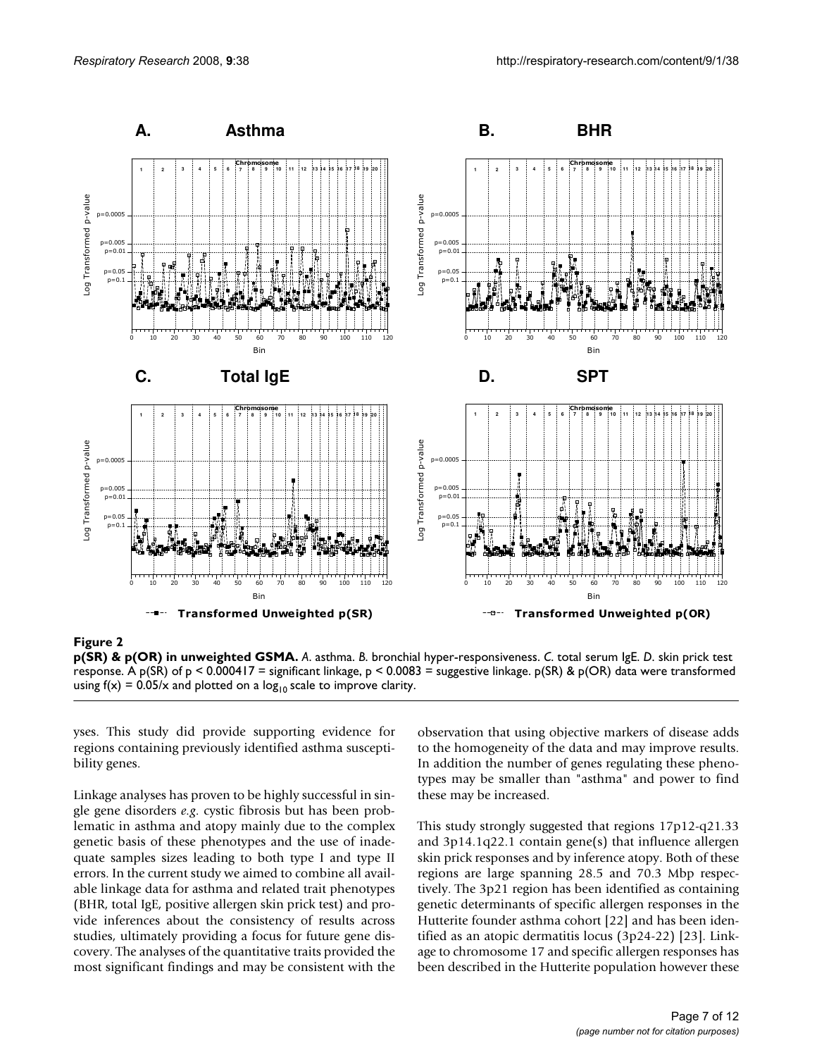**Figure 2**

**p(SR) & p(OR) in unweighted GSMA.** *A.* asthma. *B.* bronchial hyper-responsiveness. *C.* total serum IgE. *D.* skin prick test response. A p(SR) of $p < 0.000417$ = significant linkage, $p < 0.0083$ = suggestive linkage. p(SR) & p(OR) data were transformed using $f(x) = 0.05/x$ and plotted on a $\log_{10}$ scale to improve clarity.

yses. This study did provide supporting evidence for regions containing previously identified asthma susceptibility genes.

Linkage analyses has proven to be highly successful in single gene disorders *e.g.* cystic fibrosis but has been problematic in asthma and atopy mainly due to the complex genetic basis of these phenotypes and the use of inadequate samples sizes leading to both type I and type II errors. In the current study we aimed to combine all available linkage data for asthma and related trait phenotypes (BHR, total IgE, positive allergen skin prick test) and provide inferences about the consistency of results across studies, ultimately providing a focus for future gene discovery. The analyses of the quantitative traits provided the most significant findings and may be consistent with the observation that using objective markers of disease adds to the homogeneity of the data and may improve results. In addition the number of genes regulating these phenotypes may be smaller than "asthma" and power to find these may be increased.

This study strongly suggested that regions 17p12-q21.33 and 3p14.1q22.1 contain gene(s) that influence allergen skin prick responses and by inference atopy. Both of these regions are large spanning 28.5 and 70.3 Mbp respectively. The 3p21 region has been identified as containing genetic determinants of specific allergen responses in the Hutterite founder asthma cohort [22] and has been identified as an atopic dermatitis locus (3p24-22) [23]. Linkage to chromosome 17 and specific allergen responses has been described in the Hutterite population however these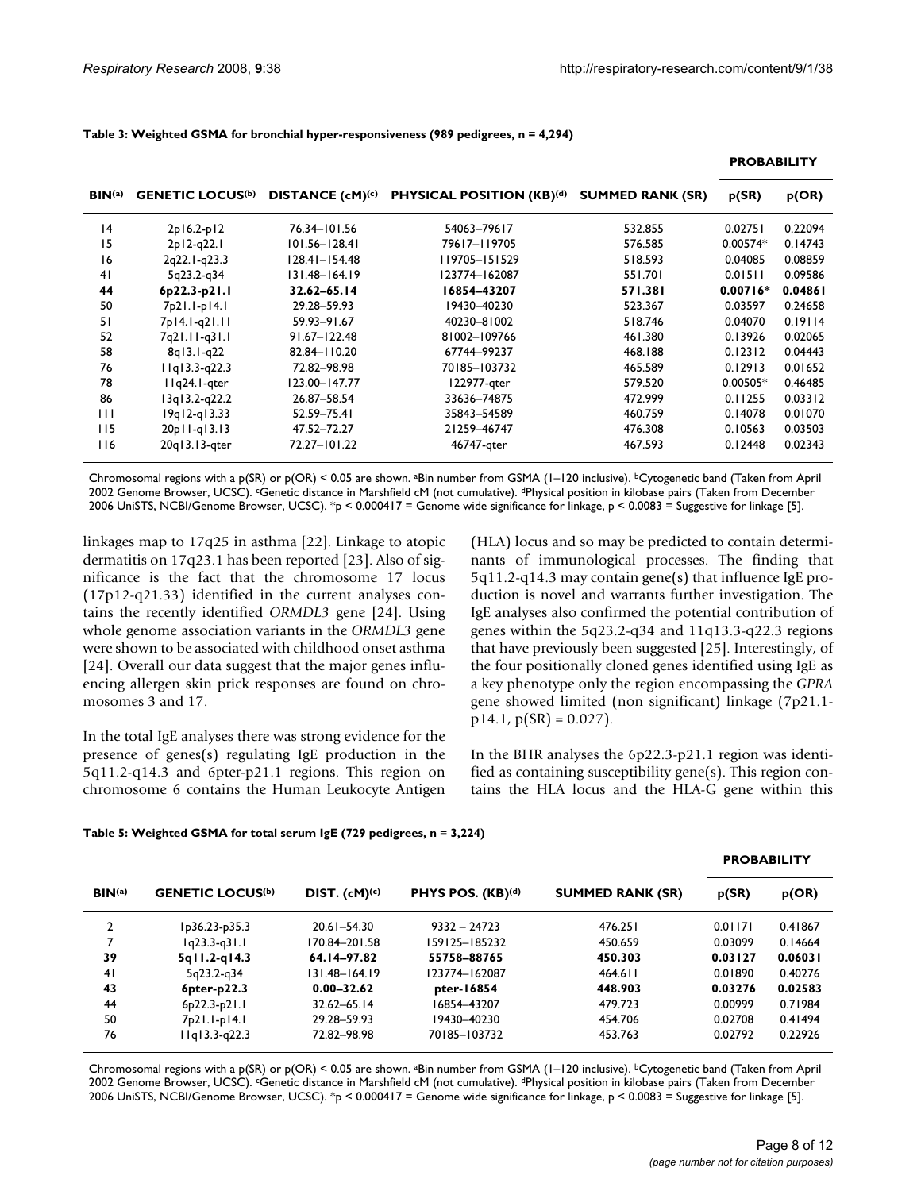**Table 3: Weighted GSMA for bronchial hyper-responsiveness (989 pedigrees, n = 4,294)**

| BIN[(a)] | GENETIC LOCUS[(b)] | DISTANCE (cM)[(c)] | PHYSICAL POSITION (KB)[(d)] | SUMMED RANK (SR) | PROBABILITY | |
|---|---|---|---|---|---|---|
| | | | | | p(SR) | p(OR) |
| 14 | 2p16.2-p12 | 76.34–101.56 | 54063–79617 | 532.855 | 0.02751 | 0.22094 |
| 15 | 2p12-q22.1 | 101.56–128.41 | 79617–119705 | 576.585 | 0.00574* | 0.14743 |
| 16 | 2q22.1-q23.3 | 128.41–154.48 | 119705–151529 | 518.593 | 0.04085 | 0.08859 |
| 41 | 5q23.2-q34 | 131.48–164.19 | 123774–162087 | 551.701 | 0.01511 | 0.09586 |
| **44** | **6p22.3-p21.1** | **32.62–65.14** | **16854–43207** | **571.381** | **0.00716*** | **0.04861** |
| 50 | 7p21.1-p14.1 | 29.28–59.93 | 19430–40230 | 523.367 | 0.03597 | 0.24658 |
| 51 | 7p14.1-q21.11 | 59.93–91.67 | 40230–81002 | 518.746 | 0.04070 | 0.19114 |
| 52 | 7q21.11-q31.1 | 91.67–122.48 | 81002–109766 | 461.380 | 0.13926 | 0.02065 |
| 58 | 8q13.1-q22 | 82.84–110.20 | 67744–99237 | 468.188 | 0.12312 | 0.04443 |
| 76 | 11q13.3-q22.3 | 72.82–98.98 | 70185–103732 | 465.589 | 0.12913 | 0.01652 |
| 78 | 11q24.1-qter | 123.00–147.77 | 122977-qter | 579.520 | 0.00505* | 0.46485 |
| 86 | 13q13.2-q22.2 | 26.87–58.54 | 33636–74875 | 472.999 | 0.11255 | 0.03312 |
| 111 | 19q12-q13.33 | 52.59–75.41 | 35843–54589 | 460.759 | 0.14078 | 0.01070 |
| 115 | 20p11-q13.13 | 47.52–72.27 | 21259–46747 | 476.308 | 0.10563 | 0.03503 |
| 116 | 20q13.13-qter | 72.27–101.22 | 46747-qter | 467.593 | 0.12448 | 0.02343 |

Chromosomal regions with a p(SR) or p(OR) < 0.05 are shown. [a]Bin number from GSMA (1–120 inclusive). [b]Cytogenetic band (Taken from April 2002 Genome Browser, UCSC). [c]Genetic distance in Marshfield cM (not cumulative). [d]Physical position in kilobase pairs (Taken from December 2006 UniSTS, NCBI/Genome Browser, UCSC). *p < 0.000417 = Genome wide significance for linkage, p < 0.0083 = Suggestive for linkage [5].

linkages map to 17q25 in asthma [22]. Linkage to atopic dermatitis on 17q23.1 has been reported [23]. Also of significance is the fact that the chromosome 17 locus (17p12-q21.33) identified in the current analyses contains the recently identified *ORMDL3* gene [24]. Using whole genome association variants in the *ORMDL3* gene were shown to be associated with childhood onset asthma [24]. Overall our data suggest that the major genes influencing allergen skin prick responses are found on chromosomes 3 and 17.

In the total IgE analyses there was strong evidence for the presence of genes(s) regulating IgE production in the 5q11.2-q14.3 and 6pter-p21.1 regions. This region on chromosome 6 contains the Human Leukocyte Antigen (HLA) locus and so may be predicted to contain determinants of immunological processes. The finding that 5q11.2-q14.3 may contain gene(s) that influence IgE production is novel and warrants further investigation. The IgE analyses also confirmed the potential contribution of genes within the 5q23.2-q34 and 11q13.3-q22.3 regions that have previously been suggested [25]. Interestingly, of the four positionally cloned genes identified using IgE as a key phenotype only the region encompassing the *GPRA* gene showed limited (non significant) linkage (7p21.1-p14.1, p(SR) = 0.027).

In the BHR analyses the 6p22.3-p21.1 region was identified as containing susceptibility gene(s). This region contains the HLA locus and the HLA-G gene within this

**Table 5: Weighted GSMA for total serum IgE (729 pedigrees, n = 3,224)**

| BIN[(a)] | GENETIC LOCUS[(b)] | DIST. (cM)[(c)] | PHYS POS. (KB)[(d)] | SUMMED RANK (SR) | PROBABILITY | |
|---|---|---|---|---|---|---|
| | | | | | p(SR) | p(OR) |
| 2 | 1p36.23-p35.3 | 20.61–54.30 | 9332 – 24723 | 476.251 | 0.01171 | 0.41867 |
| 7 | 1q23.3-q31.1 | 170.84–201.58 | 159125–185232 | 450.659 | 0.03099 | 0.14664 |
| **39** | **5q11.2-q14.3** | **64.14–97.82** | **55758–88765** | **450.303** | **0.03127** | **0.06031** |
| 41 | 5q23.2-q34 | 131.48–164.19 | 123774–162087 | 464.611 | 0.01890 | 0.40276 |
| **43** | **6pter-p22.3** | **0.00–32.62** | **pter-16854** | **448.903** | **0.03276** | **0.02583** |
| 44 | 6p22.3-p21.1 | 32.62–65.14 | 16854–43207 | 479.723 | 0.00999 | 0.71984 |
| 50 | 7p21.1-p14.1 | 29.28–59.93 | 19430–40230 | 454.706 | 0.02708 | 0.41494 |
| 76 | 11q13.3-q22.3 | 72.82–98.98 | 70185–103732 | 453.763 | 0.02792 | 0.22926 |

Chromosomal regions with a p(SR) or p(OR) < 0.05 are shown. [a]Bin number from GSMA (1–120 inclusive). [b]Cytogenetic band (Taken from April 2002 Genome Browser, UCSC). [c]Genetic distance in Marshfield cM (not cumulative). [d]Physical position in kilobase pairs (Taken from December 2006 UniSTS, NCBI/Genome Browser, UCSC). *p < 0.000417 = Genome wide significance for linkage, p < 0.0083 = Suggestive for linkage [5].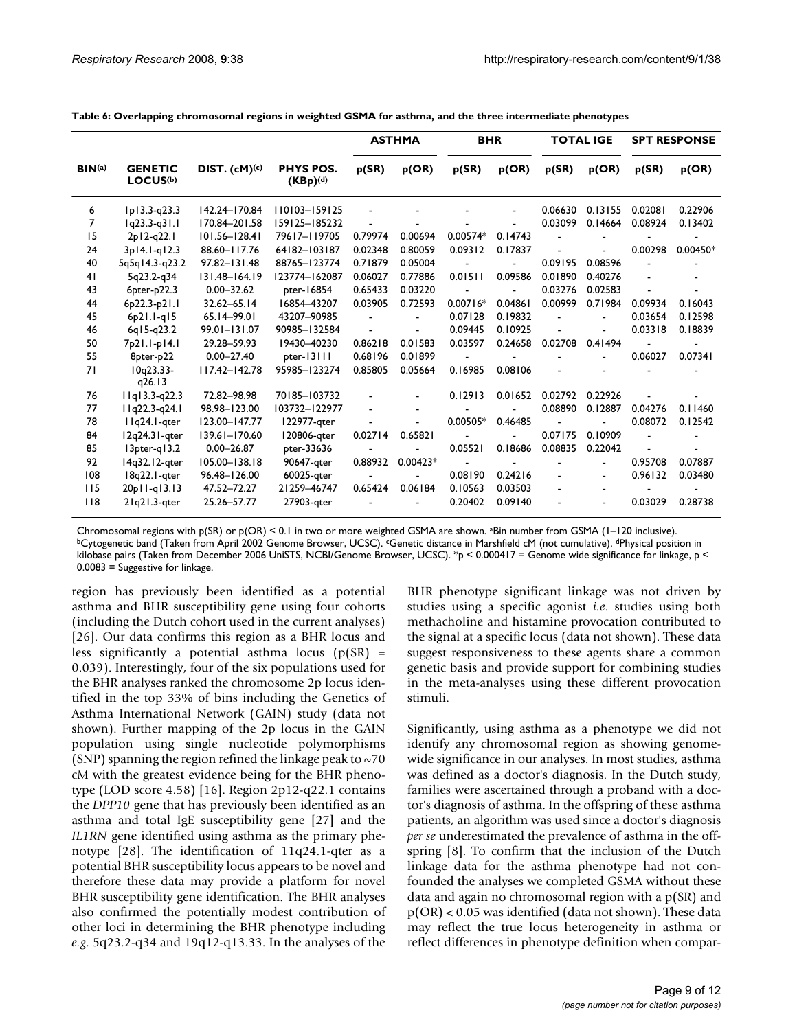**Table 6: Overlapping chromosomal regions in weighted GSMA for asthma, and the three intermediate phenotypes**

| BIN(a) | GENETIC LOCUS(b) | DIST. (cM)(c) | PHYS POS. (KBp)(d) | ASTHMA | | BHR | | TOTAL IGE | | SPT RESPONSE | |
|---|---|---|---|---|---|---|---|---|---|---|---|
| | | | | p(SR) | p(OR) | p(SR) | p(OR) | p(SR) | p(OR) | p(SR) | p(OR) |
| 6 | 1p13.3-q23.3 | 142.24–170.84 | 110103–159125 | - | - | - | - | 0.06630 | 0.13155 | 0.02081 | 0.22906 |
| 7 | 1q23.3-q31.1 | 170.84–201.58 | 159125–185232 | - | - | - | - | 0.03099 | 0.14664 | 0.08924 | 0.13402 |
| 15 | 2p12-q22.1 | 101.56–128.41 | 79617–119705 | 0.79974 | 0.00694 | 0.00574* | 0.14743 | - | - | - | - |
| 24 | 3p14.1-q12.3 | 88.60–117.76 | 64182–103187 | 0.02348 | 0.80059 | 0.09312 | 0.17837 | - | - | 0.00298 | 0.00450* |
| 40 | 5q5q14.3-q23.2 | 97.82–131.48 | 88765–123774 | 0.71879 | 0.05004 | - | - | 0.09195 | 0.08596 | - | - |
| 41 | 5q23.2-q34 | 131.48–164.19 | 123774–162087 | 0.06027 | 0.77886 | 0.01511 | 0.09586 | 0.01890 | 0.40276 | - | - |
| 43 | 6pter-p22.3 | 0.00–32.62 | pter-16854 | 0.65433 | 0.03220 | - | - | 0.03276 | 0.02583 | - | - |
| 44 | 6p22.3-p21.1 | 32.62–65.14 | 16854–43207 | 0.03905 | 0.72593 | 0.00716* | 0.04861 | 0.00999 | 0.71984 | 0.09934 | 0.16043 |
| 45 | 6p21.1-q15 | 65.14–99.01 | 43207–90985 | - | - | 0.07128 | 0.19832 | - | - | 0.03654 | 0.12598 |
| 46 | 6q15-q23.2 | 99.01–131.07 | 90985–132584 | - | - | 0.09445 | 0.10925 | - | - | 0.03318 | 0.18839 |
| 50 | 7p21.1-p14.1 | 29.28–59.93 | 19430–40230 | 0.86218 | 0.01583 | 0.03597 | 0.24658 | 0.02708 | 0.41494 | - | - |
| 55 | 8pter-p22 | 0.00–27.40 | pter-13111 | 0.68196 | 0.01899 | - | - | - | - | 0.06027 | 0.07341 |
| 71 | 10q23.33-q26.13 | 117.42–142.78 | 95985–123274 | 0.85805 | 0.05664 | 0.16985 | 0.08106 | - | - | - | - |
| 76 | 11q13.3-q22.3 | 72.82–98.98 | 70185–103732 | - | - | 0.12913 | 0.01652 | 0.02792 | 0.22926 | - | - |
| 77 | 11q22.3-q24.1 | 98.98–123.00 | 103732–122977 | - | - | - | - | 0.08890 | 0.12887 | 0.04276 | 0.11460 |
| 78 | 11q24.1-qter | 123.00–147.77 | 122977-qter | - | - | 0.00505* | 0.46485 | - | - | 0.08072 | 0.12542 |
| 84 | 12q24.31-qter | 139.61–170.60 | 120806-qter | 0.02714 | 0.65821 | - | - | 0.07175 | 0.10909 | - | - |
| 85 | 13pter-q13.2 | 0.00–26.87 | pter-33636 | - | - | 0.05521 | 0.18686 | 0.08835 | 0.22042 | - | - |
| 92 | 14q32.12-qter | 105.00–138.18 | 90647-qter | 0.88932 | 0.00423* | - | - | - | - | 0.95708 | 0.07887 |
| 108 | 18q22.1-qter | 96.48–126.00 | 60025-qter | - | - | 0.08190 | 0.24216 | - | - | 0.96132 | 0.03480 |
| 115 | 20p11-q13.13 | 47.52–72.27 | 21259–46747 | 0.65424 | 0.06184 | 0.10563 | 0.03503 | - | - | - | - |
| 118 | 21q21.3-qter | 25.26–57.77 | 27903-qter | - | - | 0.20402 | 0.09140 | - | - | 0.03029 | 0.28738 |

Chromosomal regions with p(SR) or p(OR) < 0.1 in two or more weighted GSMA are shown. [a]Bin number from GSMA (1–120 inclusive). [b]Cytogenetic band (Taken from April 2002 Genome Browser, UCSC). [c]Genetic distance in Marshfield cM (not cumulative). [d]Physical position in kilobase pairs (Taken from December 2006 UniSTS, NCBI/Genome Browser, UCSC). *p < 0.000417 = Genome wide significance for linkage, p < 0.0083 = Suggestive for linkage.

region has previously been identified as a potential asthma and BHR susceptibility gene using four cohorts (including the Dutch cohort used in the current analyses) [26]. Our data confirms this region as a BHR locus and less significantly a potential asthma locus (p(SR) = 0.039). Interestingly, four of the six populations used for the BHR analyses ranked the chromosome 2p locus identified in the top 33% of bins including the Genetics of Asthma International Network (GAIN) study (data not shown). Further mapping of the 2p locus in the GAIN population using single nucleotide polymorphisms (SNP) spanning the region refined the linkage peak to ~70 cM with the greatest evidence being for the BHR phenotype (LOD score 4.58) [16]. Region 2p12-q22.1 contains the *DPP10* gene that has previously been identified as an asthma and total IgE susceptibility gene [27] and the *IL1RN* gene identified using asthma as the primary phenotype [28]. The identification of 11q24.1-qter as a potential BHR susceptibility locus appears to be novel and therefore these data may provide a platform for novel BHR susceptibility gene identification. The BHR analyses also confirmed the potentially modest contribution of other loci in determining the BHR phenotype including *e.g.* 5q23.2-q34 and 19q12-q13.33. In the analyses of the BHR phenotype significant linkage was not driven by studies using a specific agonist *i.e.* studies using both methacholine and histamine provocation contributed to the signal at a specific locus (data not shown). These data suggest responsiveness to these agents share a common genetic basis and provide support for combining studies in the meta-analyses using these different provocation stimuli.

Significantly, using asthma as a phenotype we did not identify any chromosomal region as showing genome-wide significance in our analyses. In most studies, asthma was defined as a doctor's diagnosis. In the Dutch study, families were ascertained through a proband with a doctor's diagnosis of asthma. In the offspring of these asthma patients, an algorithm was used since a doctor's diagnosis *per se* underestimated the prevalence of asthma in the offspring [8]. To confirm that the inclusion of the Dutch linkage data for the asthma phenotype had not confounded the analyses we completed GSMA without these data and again no chromosomal region with a p(SR) and p(OR) < 0.05 was identified (data not shown). These data may reflect the true locus heterogeneity in asthma or reflect differences in phenotype definition when compar-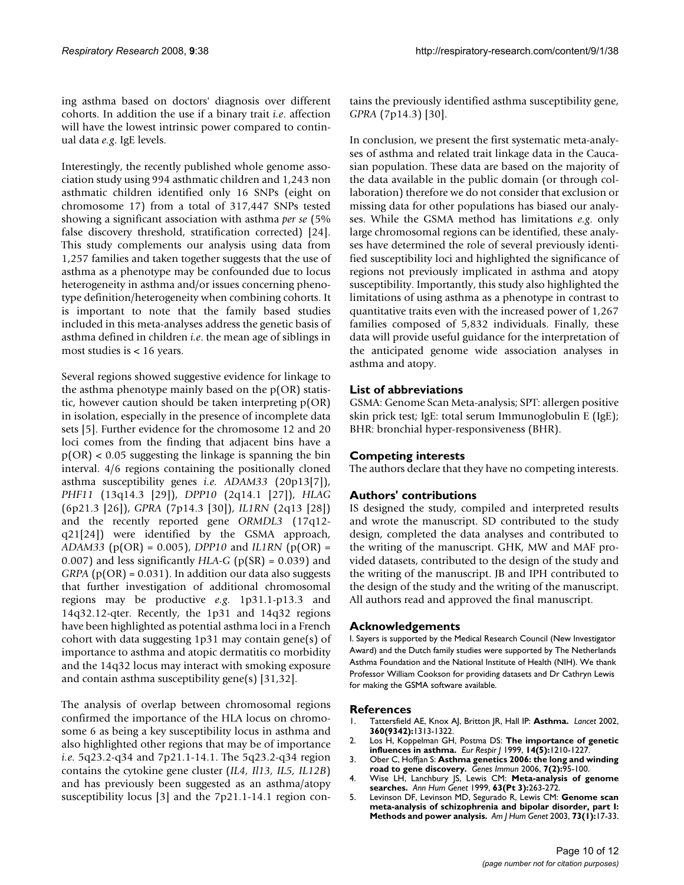ing asthma based on doctors' diagnosis over different cohorts. In addition the use if a binary trait *i.e.* affection will have the lowest intrinsic power compared to continual data *e.g.* IgE levels.

Interestingly, the recently published whole genome association study using 994 asthmatic children and 1,243 non asthmatic children identified only 16 SNPs (eight on chromosome 17) from a total of 317,447 SNPs tested showing a significant association with asthma *per se* (5% false discovery threshold, stratification corrected) [24]. This study complements our analysis using data from 1,257 families and taken together suggests that the use of asthma as a phenotype may be confounded due to locus heterogeneity in asthma and/or issues concerning phenotype definition/heterogeneity when combining cohorts. It is important to note that the family based studies included in this meta-analyses address the genetic basis of asthma defined in children *i.e.* the mean age of siblings in most studies is < 16 years.

Several regions showed suggestive evidence for linkage to the asthma phenotype mainly based on the p(OR) statistic, however caution should be taken interpreting p(OR) in isolation, especially in the presence of incomplete data sets [5]. Further evidence for the chromosome 12 and 20 loci comes from the finding that adjacent bins have a p(OR) < 0.05 suggesting the linkage is spanning the bin interval. 4/6 regions containing the positionally cloned asthma susceptibility genes *i.e. ADAM33* (20p13[7]), *PHF11* (13q14.3 [29]), *DPP10* (2q14.1 [27]), *HLAG* (6p21.3 [26]), *GPRA* (7p14.3 [30]), *IL1RN* (2q13 [28]) and the recently reported gene *ORMDL3* (17q12-q21[24]) were identified by the GSMA approach, *ADAM33* (p(OR) = 0.005), *DPP10* and *IL1RN* (p(OR) = 0.007) and less significantly *HLA-G* (p(SR) = 0.039) and *GRPA* (p(OR) = 0.031). In addition our data also suggests that further investigation of additional chromosomal regions may be productive *e.g.* 1p31.1-p13.3 and 14q32.12-qter. Recently, the 1p31 and 14q32 regions have been highlighted as potential asthma loci in a French cohort with data suggesting 1p31 may contain gene(s) of importance to asthma and atopic dermatitis co morbidity and the 14q32 locus may interact with smoking exposure and contain asthma susceptibility gene(s) [31,32].

The analysis of overlap between chromosomal regions confirmed the importance of the HLA locus on chromosome 6 as being a key susceptibility locus in asthma and also highlighted other regions that may be of importance *i.e.* 5q23.2-q34 and 7p21.1-14.1. The 5q23.2-q34 region contains the cytokine gene cluster (*IL4*, *Il13*, *IL5*, *IL12B*) and has previously been suggested as an asthma/atopy susceptibility locus [3] and the 7p21.1-14.1 region contains the previously identified asthma susceptibility gene, *GPRA* (7p14.3) [30].

In conclusion, we present the first systematic meta-analyses of asthma and related trait linkage data in the Caucasian population. These data are based on the majority of the data available in the public domain (or through collaboration) therefore we do not consider that exclusion or missing data for other populations has biased our analyses. While the GSMA method has limitations *e.g.* only large chromosomal regions can be identified, these analyses have determined the role of several previously identified susceptibility loci and highlighted the significance of regions not previously implicated in asthma and atopy susceptibility. Importantly, this study also highlighted the limitations of using asthma as a phenotype in contrast to quantitative traits even with the increased power of 1,267 families composed of 5,832 individuals. Finally, these data will provide useful guidance for the interpretation of the anticipated genome wide association analyses in asthma and atopy.

## List of abbreviations

GSMA: Genome Scan Meta-analysis; SPT: allergen positive skin prick test; IgE: total serum Immunoglobulin E (IgE); BHR: bronchial hyper-responsiveness (BHR).

## Competing interests

The authors declare that they have no competing interests.

## Authors' contributions

IS designed the study, compiled and interpreted results and wrote the manuscript. SD contributed to the study design, completed the data analyses and contributed to the writing of the manuscript. GHK, MW and MAF provided datasets, contributed to the design of the study and the writing of the manuscript. JB and IPH contributed to the design of the study and the writing of the manuscript. All authors read and approved the final manuscript.

## Acknowledgements

I. Sayers is supported by the Medical Research Council (New Investigator Award) and the Dutch family studies were supported by The Netherlands Asthma Foundation and the National Institute of Health (NIH). We thank Professor William Cookson for providing datasets and Dr Cathryn Lewis for making the GSMA software available.

## References

1. Tattersfield AE, Knox AJ, Britton JR, Hall IP: **Asthma.** *Lancet* 2002, **360(9342):**1313-1322.
2. Los H, Koppelman GH, Postma DS: **The importance of genetic influences in asthma.** *Eur Respir J* 1999, **14(5):**1210-1227.
3. Ober C, Hoffjan S: **Asthma genetics 2006: the long and winding road to gene discovery.** *Genes Immun* 2006, **7(2):**95-100.
4. Wise LH, Lanchbury JS, Lewis CM: **Meta-analysis of genome searches.** *Ann Hum Genet* 1999, **63(Pt 3):**263-272.
5. Levinson DF, Levinson MD, Segurado R, Lewis CM: **Genome scan meta-analysis of schizophrenia and bipolar disorder, part I: Methods and power analysis.** *Am J Hum Genet* 2003, **73(1):**17-33.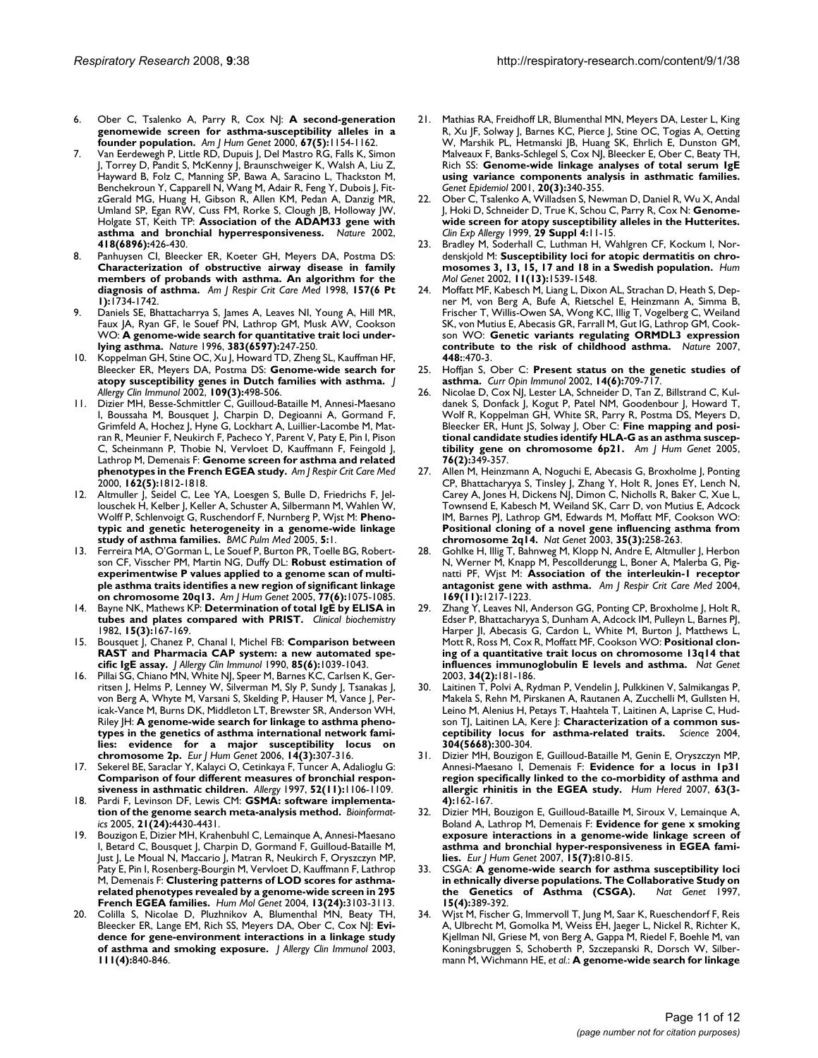6. Ober C, Tsalenko A, Parry R, Cox NJ: **A second-generation genomewide screen for asthma-susceptibility alleles in a founder population.** *Am J Hum Genet* 2000, **67(5):**1154-1162.
7. Van Eerdewegh P, Little RD, Dupuis J, Del Mastro RG, Falls K, Simon J, Torrey D, Pandit S, McKenny J, Braunschweiger K, Walsh A, Liu Z, Hayward B, Folz C, Manning SP, Bawa A, Saracino L, Thackston M, Benchekroun Y, Capparell N, Wang M, Adair R, Feng Y, Dubois J, FitzGerald MG, Huang H, Gibson R, Allen KM, Pedan A, Danzig MR, Umland SP, Egan RW, Cuss FM, Rorke S, Clough JB, Holloway JW, Holgate ST, Keith TP: **Association of the ADAM33 gene with asthma and bronchial hyperresponsiveness.** *Nature* 2002, **418(6896):**426-430.
8. Panhuysen CI, Bleecker ER, Koeter GH, Meyers DA, Postma DS: **Characterization of obstructive airway disease in family members of probands with asthma. An algorithm for the diagnosis of asthma.** *Am J Respir Crit Care Med* 1998, **157(6 Pt 1):**1734-1742.
9. Daniels SE, Bhattacharrya S, James A, Leaves NI, Young A, Hill MR, Faux JA, Ryan GF, le Souef PN, Lathrop GM, Musk AW, Cookson WO: **A genome-wide search for quantitative trait loci underlying asthma.** *Nature* 1996, **383(6597):**247-250.
10. Koppelman GH, Stine OC, Xu J, Howard TD, Zheng SL, Kauffman HF, Bleecker ER, Meyers DA, Postma DS: **Genome-wide search for atopy susceptibility genes in Dutch families with asthma.** *J Allergy Clin Immunol* 2002, **109(3):**498-506.
11. Dizier MH, Besse-Schmittler C, Guilloud-Bataille M, Annesi-Maesano I, Boussaha M, Bousquet J, Charpin D, Degioanni A, Gormand F, Grimfeld A, Hochez J, Hyne G, Lockhart A, Luillier-Lacombe M, Matran R, Meunier F, Neukirch F, Pacheco Y, Parent V, Paty E, Pin I, Pison C, Scheinmann P, Thobie N, Vervloet D, Kauffmann F, Feingold J, Lathrop M, Demenais F: **Genome screen for asthma and related phenotypes in the French EGEA study.** *Am J Respir Crit Care Med* 2000, **162(5):**1812-1818.
12. Altmuller J, Seidel C, Lee YA, Loesgen S, Bulle D, Friedrichs F, Jellouschek H, Kelber J, Keller A, Schuster A, Silbermann M, Wahlen W, Wolff P, Schlenvoigt G, Ruschendorf F, Nurnberg P, Wjst M: **Phenotypic and genetic heterogeneity in a genome-wide linkage study of asthma families.** *BMC Pulm Med* 2005, **5:**1.
13. Ferreira MA, O'Gorman L, Le Souef P, Burton PR, Toelle BG, Robertson CF, Visscher PM, Martin NG, Duffy DL: **Robust estimation of experimentwise P values applied to a genome scan of multiple asthma traits identifies a new region of significant linkage on chromosome 20q13.** *Am J Hum Genet* 2005, **77(6):**1075-1085.
14. Bayne NK, Mathews KP: **Determination of total IgE by ELISA in tubes and plates compared with PRIST.** *Clinical biochemistry* 1982, **15(3):**167-169.
15. Bousquet J, Chanez P, Chanal I, Michel FB: **Comparison between RAST and Pharmacia CAP system: a new automated specific IgE assay.** *J Allergy Clin Immunol* 1990, **85(6):**1039-1043.
16. Pillai SG, Chiano MN, White NJ, Speer M, Barnes KC, Carlsen K, Gerritsen J, Helms P, Lenney W, Silverman M, Sly P, Sundy J, Tsanakas J, von Berg A, Whyte M, Varsani S, Skelding P, Hauser M, Vance J, Pericak-Vance M, Burns DK, Middleton LT, Brewster SR, Anderson WH, Riley JH: **A genome-wide search for linkage to asthma phenotypes in the genetics of asthma international network families: evidence for a major susceptibility locus on chromosome 2p.** *Eur J Hum Genet* 2006, **14(3):**307-316.
17. Sekerel BE, Saraclar Y, Kalayci O, Cetinkaya F, Tuncer A, Adalioglu G: **Comparison of four different measures of bronchial responsiveness in asthmatic children.** *Allergy* 1997, **52(11):**1106-1109.
18. Pardi F, Levinson DF, Lewis CM: **GSMA: software implementation of the genome search meta-analysis method.** *Bioinformatics* 2005, **21(24):**4430-4431.
19. Bouzigon E, Dizier MH, Krahenbuhl C, Lemainque A, Annesi-Maesano I, Betard C, Bousquet J, Charpin D, Gormand F, Guilloud-Bataille M, Just J, Le Moual N, Maccario J, Matran R, Neukirch F, Oryszczyn MP, Paty E, Pin I, Rosenberg-Bourgin M, Vervloet D, Kauffmann F, Lathrop M, Demenais F: **Clustering patterns of LOD scores for asthma-related phenotypes revealed by a genome-wide screen in 295 French EGEA families.** *Hum Mol Genet* 2004, **13(24):**3103-3113.
20. Colilla S, Nicolae D, Pluzhnikov A, Blumenthal MN, Beaty TH, Bleecker ER, Lange EM, Rich SS, Meyers DA, Ober C, Cox NJ: **Evidence for gene-environment interactions in a linkage study of asthma and smoking exposure.** *J Allergy Clin Immunol* 2003, **111(4):**840-846.
21. Mathias RA, Freidhoff LR, Blumenthal MN, Meyers DA, Lester L, King R, Xu JF, Solway J, Barnes KC, Pierce J, Stine OC, Togias A, Oetting W, Marshik PL, Hetmanski JB, Huang SK, Ehrlich E, Dunston GM, Malveaux F, Banks-Schlegel S, Cox NJ, Bleecker E, Ober C, Beaty TH, Rich SS: **Genome-wide linkage analyses of total serum IgE using variance components analysis in asthmatic families.** *Genet Epidemiol* 2001, **20(3):**340-355.
22. Ober C, Tsalenko A, Willadsen S, Newman D, Daniel R, Wu X, Andal J, Hoki D, Schneider D, True K, Schou C, Parry R, Cox N: **Genome-wide screen for atopy susceptibility alleles in the Hutterites.** *Clin Exp Allergy* 1999, **29 Suppl 4:**11-15.
23. Bradley M, Soderhall C, Luthman H, Wahlgren CF, Kockum I, Nordenskjold M: **Susceptibility loci for atopic dermatitis on chromosomes 3, 13, 15, 17 and 18 in a Swedish population.** *Hum Mol Genet* 2002, **11(13):**1539-1548.
24. Moffatt MF, Kabesch M, Liang L, Dixon AL, Strachan D, Heath S, Depner M, von Berg A, Bufe A, Rietschel E, Heinzmann A, Simma B, Frischer T, Willis-Owen SA, Wong KC, Illig T, Vogelberg C, Weiland SK, von Mutius E, Abecasis GR, Farrall M, Gut IG, Lathrop GM, Cookson WO: **Genetic variants regulating ORMDL3 expression contribute to the risk of childhood asthma.** *Nature* 2007, **448:**:470-3.
25. Hoffjan S, Ober C: **Present status on the genetic studies of asthma.** *Curr Opin Immunol* 2002, **14(6):**709-717.
26. Nicolae D, Cox NJ, Lester LA, Schneider D, Tan Z, Billstrand C, Kuldanek S, Donfack J, Kogut P, Patel NM, Goodenbour J, Howard T, Wolf R, Koppelman GH, White SR, Parry R, Postma DS, Meyers D, Bleecker ER, Hunt JS, Solway J, Ober C: **Fine mapping and positional candidate studies identify HLA-G as an asthma susceptibility gene on chromosome 6p21.** *Am J Hum Genet* 2005, **76(2):**349-357.
27. Allen M, Heinzmann A, Noguchi E, Abecasis G, Broxholme J, Ponting CP, Bhattacharyya S, Tinsley J, Zhang Y, Holt R, Jones EY, Lench N, Carey A, Jones H, Dickens NJ, Dimon C, Nicholls R, Baker C, Xue L, Townsend E, Kabesch M, Weiland SK, Carr D, von Mutius E, Adcock IM, Barnes PJ, Lathrop GM, Edwards M, Moffatt MF, Cookson WO: **Positional cloning of a novel gene influencing asthma from chromosome 2q14.** *Nat Genet* 2003, **35(3):**258-263.
28. Gohlke H, Illig T, Bahnweg M, Klopp N, Andre E, Altmuller J, Herbon N, Werner M, Knapp M, Pescollderungg L, Boner A, Malerba G, Pignatti PF, Wjst M: **Association of the interleukin-1 receptor antagonist gene with asthma.** *Am J Respir Crit Care Med* 2004, **169(11):**1217-1223.
29. Zhang Y, Leaves NI, Anderson GG, Ponting CP, Broxholme J, Holt R, Edser P, Bhattacharyya S, Dunham A, Adcock IM, Pulleyn L, Barnes PJ, Harper JI, Abecasis G, Cardon L, White M, Burton J, Matthews L, Mott R, Ross M, Cox R, Moffatt MF, Cookson WO: **Positional cloning of a quantitative trait locus on chromosome 13q14 that influences immunoglobulin E levels and asthma.** *Nat Genet* 2003, **34(2):**181-186.
30. Laitinen T, Polvi A, Rydman P, Vendelin J, Pulkkinen V, Salmikangas P, Makela S, Rehn M, Pirskanen A, Rautanen A, Zucchelli M, Gullsten H, Leino M, Alenius H, Petays T, Haahtela T, Laitinen A, Laprise C, Hudson TJ, Laitinen LA, Kere J: **Characterization of a common susceptibility locus for asthma-related traits.** *Science* 2004, **304(5668):**300-304.
31. Dizier MH, Bouzigon E, Guilloud-Bataille M, Genin E, Oryszczyn MP, Annesi-Maesano I, Demenais F: **Evidence for a locus in 1p31 region specifically linked to the co-morbidity of asthma and allergic rhinitis in the EGEA study.** *Hum Hered* 2007, **63(3-4):**162-167.
32. Dizier MH, Bouzigon E, Guilloud-Bataille M, Siroux V, Lemainque A, Boland A, Lathrop M, Demenais F: **Evidence for gene x smoking exposure interactions in a genome-wide linkage screen of asthma and bronchial hyper-responsiveness in EGEA families.** *Eur J Hum Genet* 2007, **15(7):**810-815.
33. CSGA: **A genome-wide search for asthma susceptibility loci in ethnically diverse populations. The Collaborative Study on the Genetics of Asthma (CSGA).** *Nat Genet* 1997, **15(4):**389-392.
34. Wjst M, Fischer G, Immervoll T, Jung M, Saar K, Rueschendorf F, Reis A, Ulbrecht M, Gomolka M, Weiss EH, Jaeger L, Nickel R, Richter K, Kjellman NI, Griese M, von Berg A, Gappa M, Riedel F, Boehle M, van Koningsbruggen S, Schoberth P, Szczepanski R, Dorsch W, Silbermann M, Wichmann HE, *et al.*: **A genome-wide search for linkage**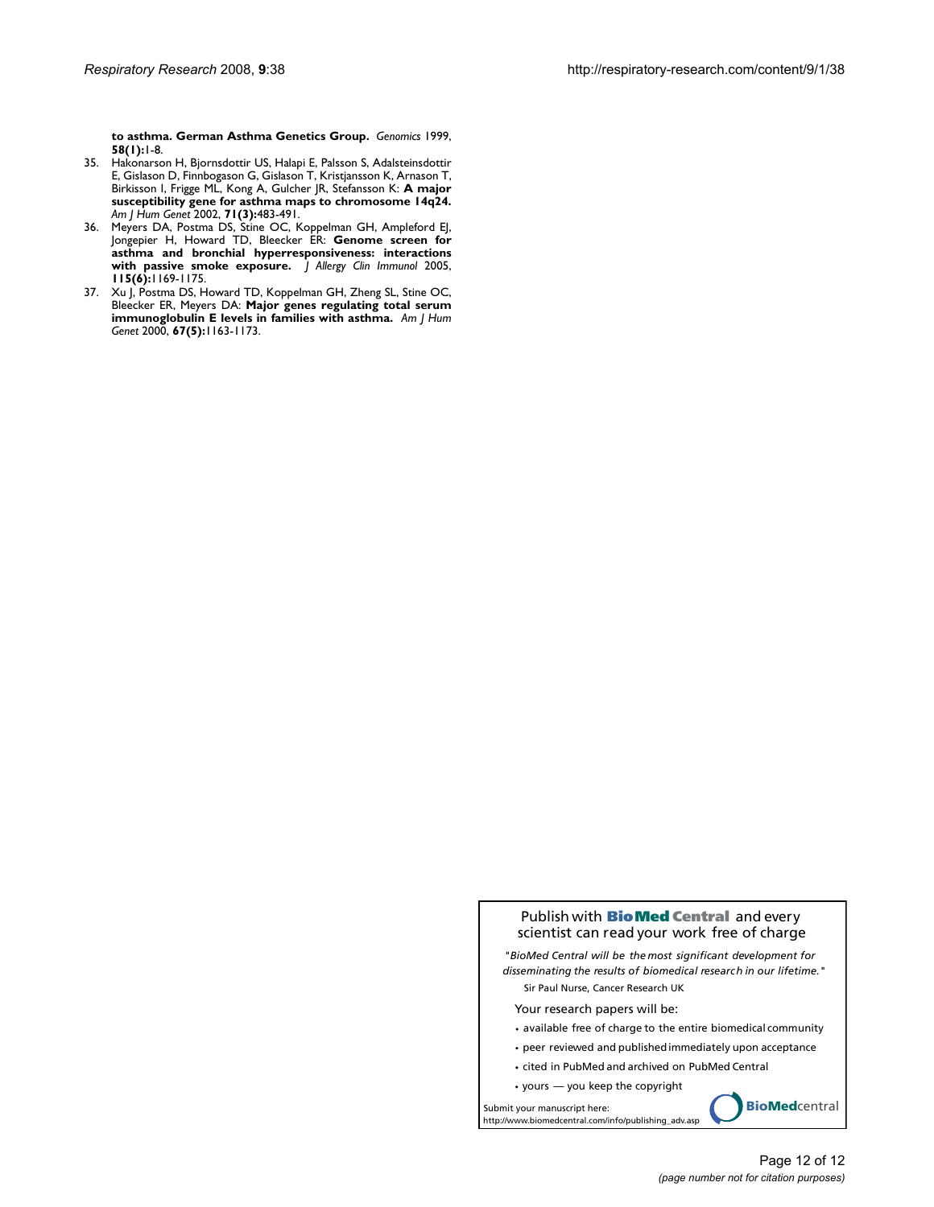to asthma. German Asthma Genetics Group.** *Genomics* 1999, **58(1):**1-8.

35. Hakonarson H, Bjornsdottir US, Halapi E, Palsson S, Adalsteinsdottir E, Gislason D, Finnbogason G, Gislason T, Kristjansson K, Arnason T, Birkisson I, Frigge ML, Kong A, Gulcher JR, Stefansson K: **A major susceptibility gene for asthma maps to chromosome 14q24.** *Am J Hum Genet* 2002, **71(3):**483-491.
36. Meyers DA, Postma DS, Stine OC, Koppelman GH, Ampleford EJ, Jongepier H, Howard TD, Bleecker ER: **Genome screen for asthma and bronchial hyperresponsiveness: interactions with passive smoke exposure.** *J Allergy Clin Immunol* 2005, **115(6):**1169-1175.
37. Xu J, Postma DS, Howard TD, Koppelman GH, Zheng SL, Stine OC, Bleecker ER, Meyers DA: **Major genes regulating total serum immunoglobulin E levels in families with asthma.** *Am J Hum Genet* 2000, **67(5):**1163-1173.

Publish with **BioMed Central** and every scientist can read your work free of charge

*"BioMed Central will be the most significant development for disseminating the results of biomedical research in our lifetime."*

Sir Paul Nurse, Cancer Research UK

Your research papers will be:

- available free of charge to the entire biomedical community
- peer reviewed and published immediately upon acceptance
- cited in PubMed and archived on PubMed Central
- yours — you keep the copyright

Submit your manuscript here:
http://www.biomedcentral.com/info/publishing_adv.asp

**BioMed**central